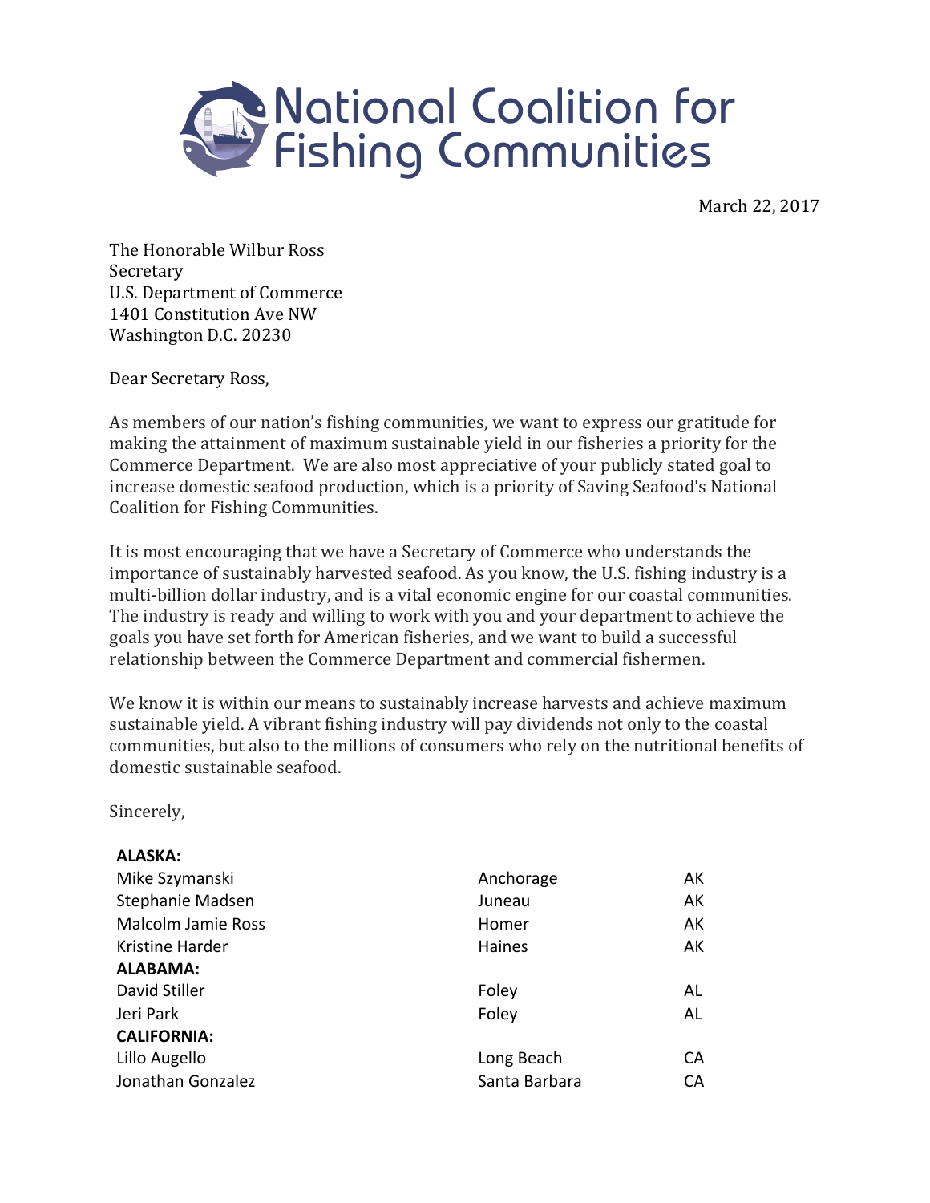# National Coalition for Fishing Communities

March 22, 2017

The Honorable Wilbur Ross
Secretary
U.S. Department of Commerce
1401 Constitution Ave NW
Washington D.C. 20230

Dear Secretary Ross,

As members of our nation's fishing communities, we want to express our gratitude for making the attainment of maximum sustainable yield in our fisheries a priority for the Commerce Department. We are also most appreciative of your publicly stated goal to increase domestic seafood production, which is a priority of Saving Seafood's National Coalition for Fishing Communities.

It is most encouraging that we have a Secretary of Commerce who understands the importance of sustainably harvested seafood. As you know, the U.S. fishing industry is a multi-billion dollar industry, and is a vital economic engine for our coastal communities. The industry is ready and willing to work with you and your department to achieve the goals you have set forth for American fisheries, and we want to build a successful relationship between the Commerce Department and commercial fishermen.

We know it is within our means to sustainably increase harvests and achieve maximum sustainable yield. A vibrant fishing industry will pay dividends not only to the coastal communities, but also to the millions of consumers who rely on the nutritional benefits of domestic sustainable seafood.

Sincerely,

| | | |
|---|---|---|
| **ALASKA:** | | |
| Mike Szymanski | Anchorage | AK |
| Stephanie Madsen | Juneau | AK |
| Malcolm Jamie Ross | Homer | AK |
| Kristine Harder | Haines | AK |
| **ALABAMA:** | | |
| David Stiller | Foley | AL |
| Jeri Park | Foley | AL |
| **CALIFORNIA:** | | |
| Lillo Augello | Long Beach | CA |
| Jonathan Gonzalez | Santa Barbara | CA |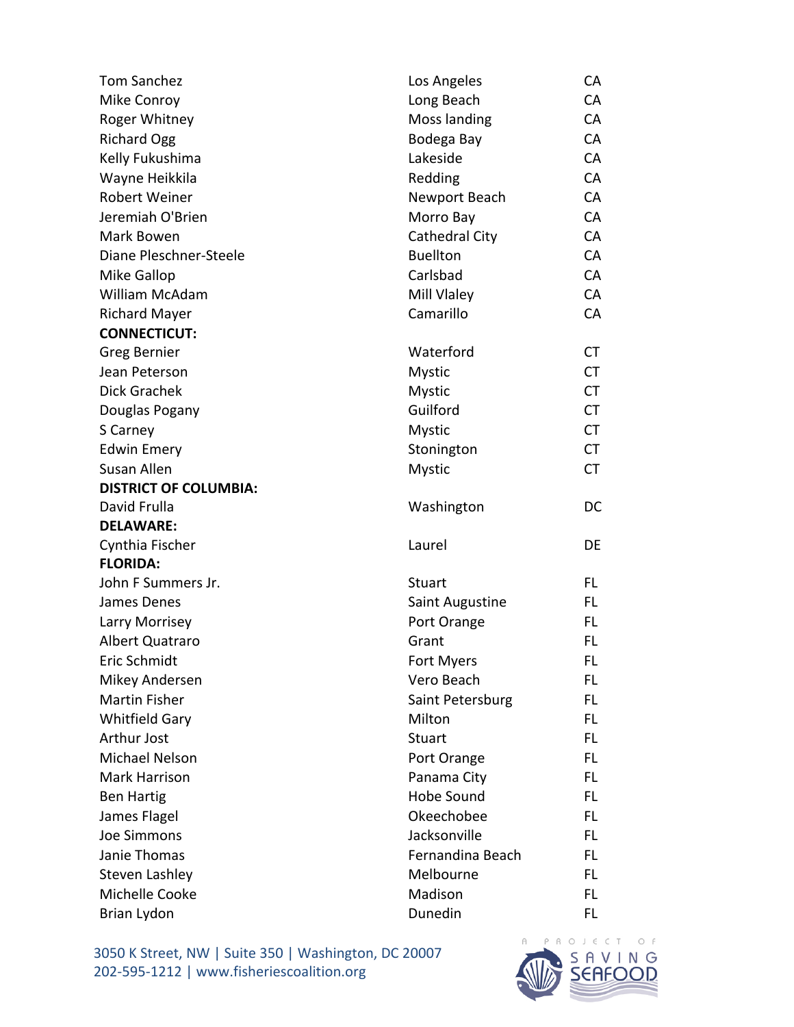| | | |
|---|---|---|
| Tom Sanchez | Los Angeles | CA |
| Mike Conroy | Long Beach | CA |
| Roger Whitney | Moss landing | CA |
| Richard Ogg | Bodega Bay | CA |
| Kelly Fukushima | Lakeside | CA |
| Wayne Heikkila | Redding | CA |
| Robert Weiner | Newport Beach | CA |
| Jeremiah O'Brien | Morro Bay | CA |
| Mark Bowen | Cathedral City | CA |
| Diane Pleschner-Steele | Buellton | CA |
| Mike Gallop | Carlsbad | CA |
| William McAdam | Mill Vlaley | CA |
| Richard Mayer | Camarillo | CA |
| **CONNECTICUT:** | | |
| Greg Bernier | Waterford | CT |
| Jean Peterson | Mystic | CT |
| Dick Grachek | Mystic | CT |
| Douglas Pogany | Guilford | CT |
| S Carney | Mystic | CT |
| Edwin Emery | Stonington | CT |
| Susan Allen | Mystic | CT |
| **DISTRICT OF COLUMBIA:** | | |
| David Frulla | Washington | DC |
| **DELAWARE:** | | |
| Cynthia Fischer | Laurel | DE |
| **FLORIDA:** | | |
| John F Summers Jr. | Stuart | FL |
| James Denes | Saint Augustine | FL |
| Larry Morrisey | Port Orange | FL |
| Albert Quatraro | Grant | FL |
| Eric Schmidt | Fort Myers | FL |
| Mikey Andersen | Vero Beach | FL |
| Martin Fisher | Saint Petersburg | FL |
| Whitfield Gary | Milton | FL |
| Arthur Jost | Stuart | FL |
| Michael Nelson | Port Orange | FL |
| Mark Harrison | Panama City | FL |
| Ben Hartig | Hobe Sound | FL |
| James Flagel | Okeechobee | FL |
| Joe Simmons | Jacksonville | FL |
| Janie Thomas | Fernandina Beach | FL |
| Steven Lashley | Melbourne | FL |
| Michelle Cooke | Madison | FL |
| Brian Lydon | Dunedin | FL |

3050 K Street, NW | Suite 350 | Washington, DC 20007
202-595-1212 | www.fisheriescoalition.org

A PROJECT OF SAVING SEAFOOD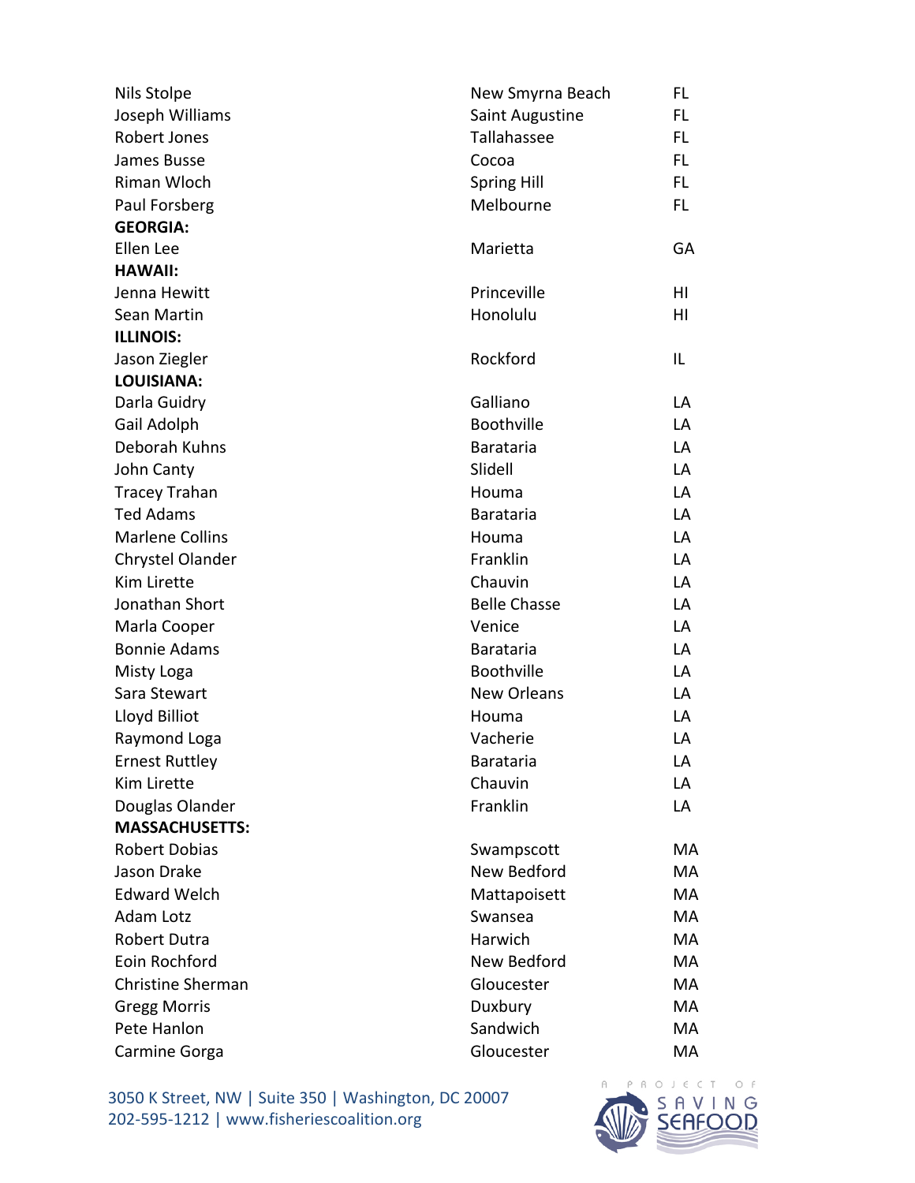| | | |
|---|---|---|
| Nils Stolpe | New Smyrna Beach | FL |
| Joseph Williams | Saint Augustine | FL |
| Robert Jones | Tallahassee | FL |
| James Busse | Cocoa | FL |
| Riman Wloch | Spring Hill | FL |
| Paul Forsberg | Melbourne | FL |
| **GEORGIA:** | | |
| Ellen Lee | Marietta | GA |
| **HAWAII:** | | |
| Jenna Hewitt | Princeville | HI |
| Sean Martin | Honolulu | HI |
| **ILLINOIS:** | | |
| Jason Ziegler | Rockford | IL |
| **LOUISIANA:** | | |
| Darla Guidry | Galliano | LA |
| Gail Adolph | Boothville | LA |
| Deborah Kuhns | Barataria | LA |
| John Canty | Slidell | LA |
| Tracey Trahan | Houma | LA |
| Ted Adams | Barataria | LA |
| Marlene Collins | Houma | LA |
| Chrystel Olander | Franklin | LA |
| Kim Lirette | Chauvin | LA |
| Jonathan Short | Belle Chasse | LA |
| Marla Cooper | Venice | LA |
| Bonnie Adams | Barataria | LA |
| Misty Loga | Boothville | LA |
| Sara Stewart | New Orleans | LA |
| Lloyd Billiot | Houma | LA |
| Raymond Loga | Vacherie | LA |
| Ernest Ruttley | Barataria | LA |
| Kim Lirette | Chauvin | LA |
| Douglas Olander | Franklin | LA |
| **MASSACHUSETTS:** | | |
| Robert Dobias | Swampscott | MA |
| Jason Drake | New Bedford | MA |
| Edward Welch | Mattapoisett | MA |
| Adam Lotz | Swansea | MA |
| Robert Dutra | Harwich | MA |
| Eoin Rochford | New Bedford | MA |
| Christine Sherman | Gloucester | MA |
| Gregg Morris | Duxbury | MA |
| Pete Hanlon | Sandwich | MA |
| Carmine Gorga | Gloucester | MA |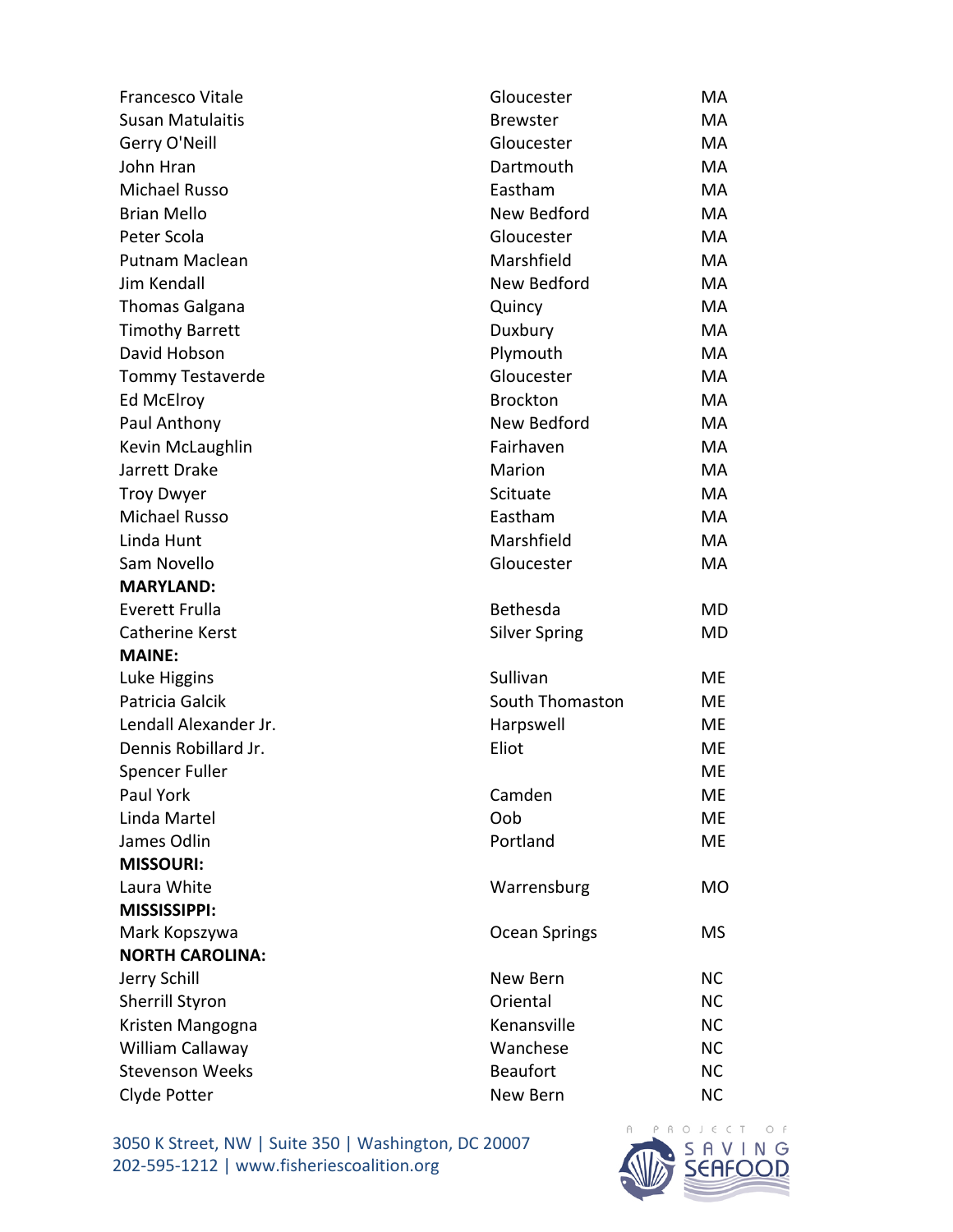| | | |
|---|---|---|
| Francesco Vitale | Gloucester | MA |
| Susan Matulaitis | Brewster | MA |
| Gerry O'Neill | Gloucester | MA |
| John Hran | Dartmouth | MA |
| Michael Russo | Eastham | MA |
| Brian Mello | New Bedford | MA |
| Peter Scola | Gloucester | MA |
| Putnam Maclean | Marshfield | MA |
| Jim Kendall | New Bedford | MA |
| Thomas Galgana | Quincy | MA |
| Timothy Barrett | Duxbury | MA |
| David Hobson | Plymouth | MA |
| Tommy Testaverde | Gloucester | MA |
| Ed McElroy | Brockton | MA |
| Paul Anthony | New Bedford | MA |
| Kevin McLaughlin | Fairhaven | MA |
| Jarrett Drake | Marion | MA |
| Troy Dwyer | Scituate | MA |
| Michael Russo | Eastham | MA |
| Linda Hunt | Marshfield | MA |
| Sam Novello | Gloucester | MA |
| **MARYLAND:** | | |
| Everett Frulla | Bethesda | MD |
| Catherine Kerst | Silver Spring | MD |
| **MAINE:** | | |
| Luke Higgins | Sullivan | ME |
| Patricia Galcik | South Thomaston | ME |
| Lendall Alexander Jr. | Harpswell | ME |
| Dennis Robillard Jr. | Eliot | ME |
| Spencer Fuller | | ME |
| Paul York | Camden | ME |
| Linda Martel | Oob | ME |
| James Odlin | Portland | ME |
| **MISSOURI:** | | |
| Laura White | Warrensburg | MO |
| **MISSISSIPPI:** | | |
| Mark Kopszywa | Ocean Springs | MS |
| **NORTH CAROLINA:** | | |
| Jerry Schill | New Bern | NC |
| Sherrill Styron | Oriental | NC |
| Kristen Mangogna | Kenansville | NC |
| William Callaway | Wanchese | NC |
| Stevenson Weeks | Beaufort | NC |
| Clyde Potter | New Bern | NC |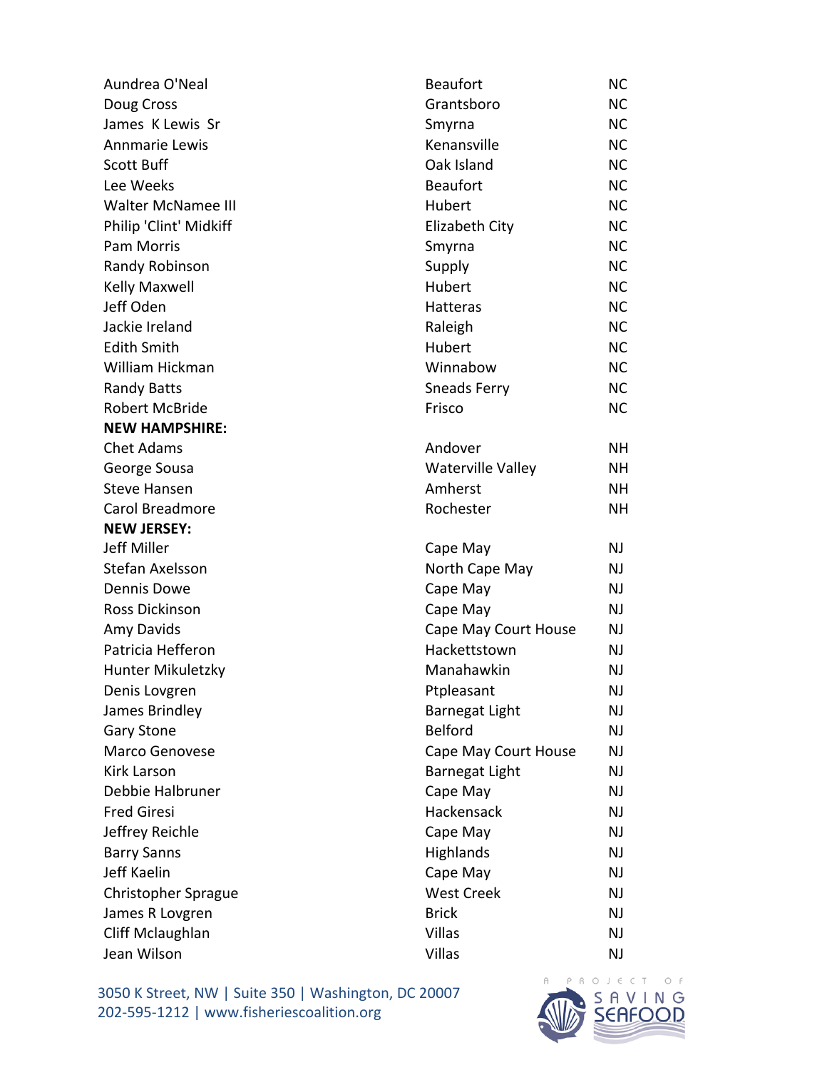| | | |
|---|---|---|
| Aundrea O'Neal | Beaufort | NC |
| Doug Cross | Grantsboro | NC |
| James K Lewis Sr | Smyrna | NC |
| Annmarie Lewis | Kenansville | NC |
| Scott Buff | Oak Island | NC |
| Lee Weeks | Beaufort | NC |
| Walter McNamee III | Hubert | NC |
| Philip 'Clint' Midkiff | Elizabeth City | NC |
| Pam Morris | Smyrna | NC |
| Randy Robinson | Supply | NC |
| Kelly Maxwell | Hubert | NC |
| Jeff Oden | Hatteras | NC |
| Jackie Ireland | Raleigh | NC |
| Edith Smith | Hubert | NC |
| William Hickman | Winnabow | NC |
| Randy Batts | Sneads Ferry | NC |
| Robert McBride | Frisco | NC |
| **NEW HAMPSHIRE:** | | |
| Chet Adams | Andover | NH |
| George Sousa | Waterville Valley | NH |
| Steve Hansen | Amherst | NH |
| Carol Breadmore | Rochester | NH |
| **NEW JERSEY:** | | |
| Jeff Miller | Cape May | NJ |
| Stefan Axelsson | North Cape May | NJ |
| Dennis Dowe | Cape May | NJ |
| Ross Dickinson | Cape May | NJ |
| Amy Davids | Cape May Court House | NJ |
| Patricia Hefferon | Hackettstown | NJ |
| Hunter Mikuletzky | Manahawkin | NJ |
| Denis Lovgren | Ptpleasant | NJ |
| James Brindley | Barnegat Light | NJ |
| Gary Stone | Belford | NJ |
| Marco Genovese | Cape May Court House | NJ |
| Kirk Larson | Barnegat Light | NJ |
| Debbie Halbruner | Cape May | NJ |
| Fred Giresi | Hackensack | NJ |
| Jeffrey Reichle | Cape May | NJ |
| Barry Sanns | Highlands | NJ |
| Jeff Kaelin | Cape May | NJ |
| Christopher Sprague | West Creek | NJ |
| James R Lovgren | Brick | NJ |
| Cliff Mclaughlan | Villas | NJ |
| Jean Wilson | Villas | NJ |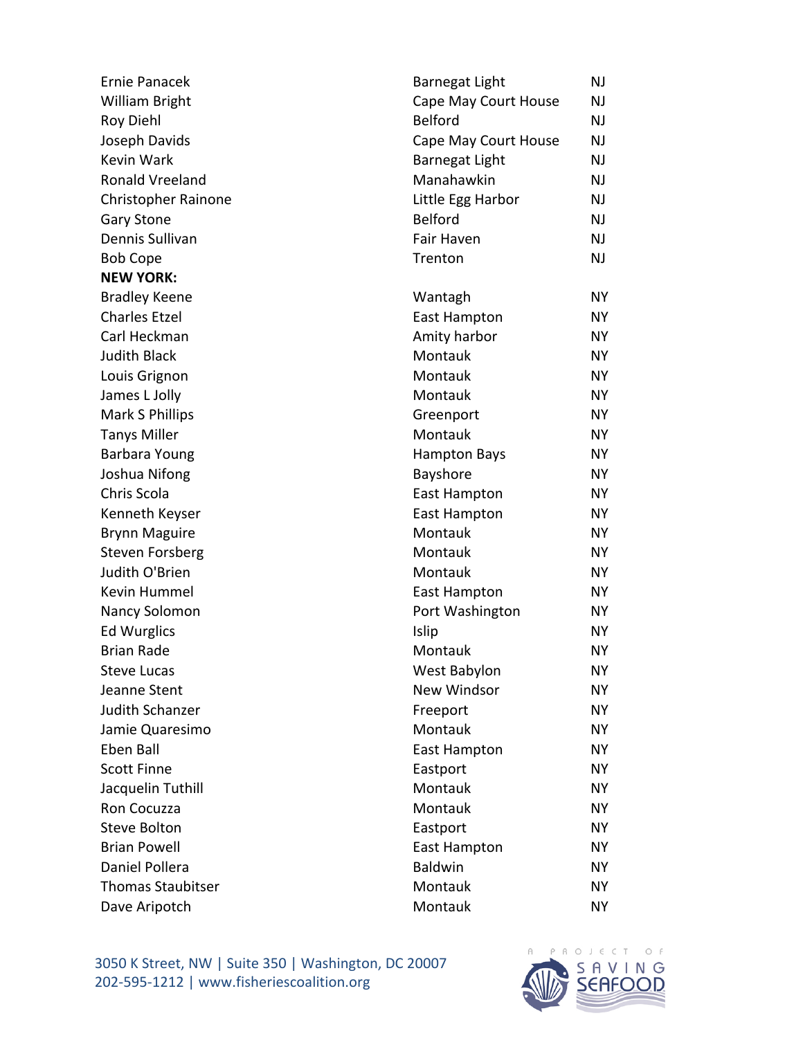| | | |
|---|---|---|
| Ernie Panacek | Barnegat Light | NJ |
| William Bright | Cape May Court House | NJ |
| Roy Diehl | Belford | NJ |
| Joseph Davids | Cape May Court House | NJ |
| Kevin Wark | Barnegat Light | NJ |
| Ronald Vreeland | Manahawkin | NJ |
| Christopher Rainone | Little Egg Harbor | NJ |
| Gary Stone | Belford | NJ |
| Dennis Sullivan | Fair Haven | NJ |
| Bob Cope | Trenton | NJ |
| **NEW YORK:** | | |
| Bradley Keene | Wantagh | NY |
| Charles Etzel | East Hampton | NY |
| Carl Heckman | Amity harbor | NY |
| Judith Black | Montauk | NY |
| Louis Grignon | Montauk | NY |
| James L Jolly | Montauk | NY |
| Mark S Phillips | Greenport | NY |
| Tanys Miller | Montauk | NY |
| Barbara Young | Hampton Bays | NY |
| Joshua Nifong | Bayshore | NY |
| Chris Scola | East Hampton | NY |
| Kenneth Keyser | East Hampton | NY |
| Brynn Maguire | Montauk | NY |
| Steven Forsberg | Montauk | NY |
| Judith O'Brien | Montauk | NY |
| Kevin Hummel | East Hampton | NY |
| Nancy Solomon | Port Washington | NY |
| Ed Wurglics | Islip | NY |
| Brian Rade | Montauk | NY |
| Steve Lucas | West Babylon | NY |
| Jeanne Stent | New Windsor | NY |
| Judith Schanzer | Freeport | NY |
| Jamie Quaresimo | Montauk | NY |
| Eben Ball | East Hampton | NY |
| Scott Finne | Eastport | NY |
| Jacquelin Tuthill | Montauk | NY |
| Ron Cocuzza | Montauk | NY |
| Steve Bolton | Eastport | NY |
| Brian Powell | East Hampton | NY |
| Daniel Pollera | Baldwin | NY |
| Thomas Staubitser | Montauk | NY |
| Dave Aripotch | Montauk | NY |

3050 K Street, NW | Suite 350 | Washington, DC 20007
202-595-1212 | www.fisheriescoalition.org

A PROJECT OF SAVING SEAFOOD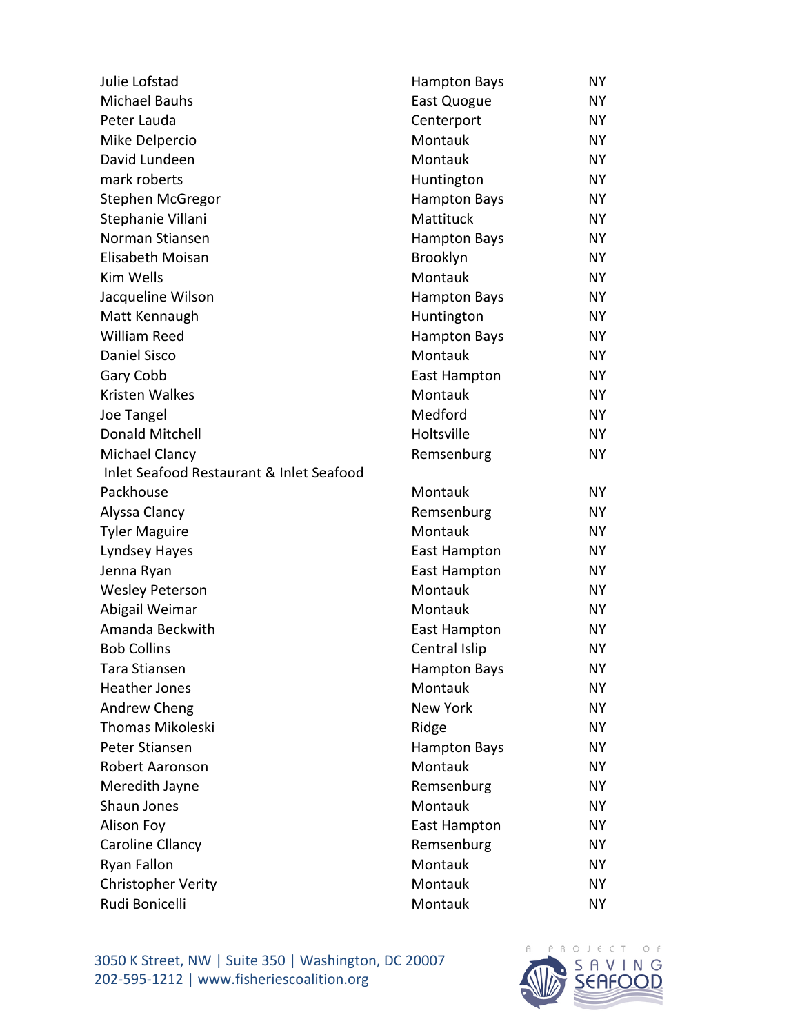| | | |
|---|---|---|
| Julie Lofstad | Hampton Bays | NY |
| Michael Bauhs | East Quogue | NY |
| Peter Lauda | Centerport | NY |
| Mike Delpercio | Montauk | NY |
| David Lundeen | Montauk | NY |
| mark roberts | Huntington | NY |
| Stephen McGregor | Hampton Bays | NY |
| Stephanie Villani | Mattituck | NY |
| Norman Stiansen | Hampton Bays | NY |
| Elisabeth Moisan | Brooklyn | NY |
| Kim Wells | Montauk | NY |
| Jacqueline Wilson | Hampton Bays | NY |
| Matt Kennaugh | Huntington | NY |
| William Reed | Hampton Bays | NY |
| Daniel Sisco | Montauk | NY |
| Gary Cobb | East Hampton | NY |
| Kristen Walkes | Montauk | NY |
| Joe Tangel | Medford | NY |
| Donald Mitchell | Holtsville | NY |
| Michael Clancy | Remsenburg | NY |
| Inlet Seafood Restaurant & Inlet Seafood Packhouse | Montauk | NY |
| Alyssa Clancy | Remsenburg | NY |
| Tyler Maguire | Montauk | NY |
| Lyndsey Hayes | East Hampton | NY |
| Jenna Ryan | East Hampton | NY |
| Wesley Peterson | Montauk | NY |
| Abigail Weimar | Montauk | NY |
| Amanda Beckwith | East Hampton | NY |
| Bob Collins | Central Islip | NY |
| Tara Stiansen | Hampton Bays | NY |
| Heather Jones | Montauk | NY |
| Andrew Cheng | New York | NY |
| Thomas Mikoleski | Ridge | NY |
| Peter Stiansen | Hampton Bays | NY |
| Robert Aaronson | Montauk | NY |
| Meredith Jayne | Remsenburg | NY |
| Shaun Jones | Montauk | NY |
| Alison Foy | East Hampton | NY |
| Caroline Cllancy | Remsenburg | NY |
| Ryan Fallon | Montauk | NY |
| Christopher Verity | Montauk | NY |
| Rudi Bonicelli | Montauk | NY |

3050 K Street, NW | Suite 350 | Washington, DC 20007
202-595-1212 | www.fisheriescoalition.org

A PROJECT OF SAVING SEAFOOD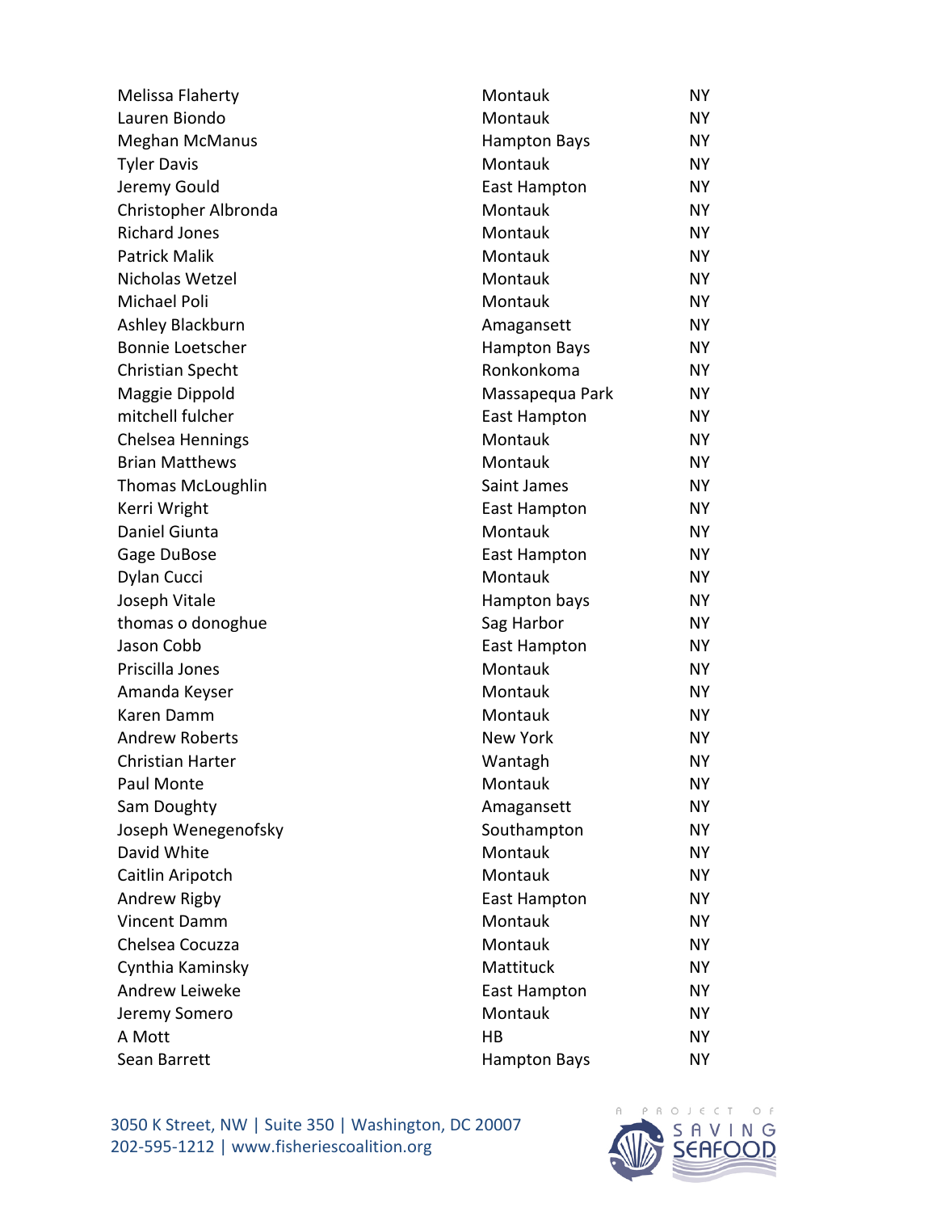| | | |
|---|---|---|
| Melissa Flaherty | Montauk | NY |
| Lauren Biondo | Montauk | NY |
| Meghan McManus | Hampton Bays | NY |
| Tyler Davis | Montauk | NY |
| Jeremy Gould | East Hampton | NY |
| Christopher Albronda | Montauk | NY |
| Richard Jones | Montauk | NY |
| Patrick Malik | Montauk | NY |
| Nicholas Wetzel | Montauk | NY |
| Michael Poli | Montauk | NY |
| Ashley Blackburn | Amagansett | NY |
| Bonnie Loetscher | Hampton Bays | NY |
| Christian Specht | Ronkonkoma | NY |
| Maggie Dippold | Massapequa Park | NY |
| mitchell fulcher | East Hampton | NY |
| Chelsea Hennings | Montauk | NY |
| Brian Matthews | Montauk | NY |
| Thomas McLoughlin | Saint James | NY |
| Kerri Wright | East Hampton | NY |
| Daniel Giunta | Montauk | NY |
| Gage DuBose | East Hampton | NY |
| Dylan Cucci | Montauk | NY |
| Joseph Vitale | Hampton bays | NY |
| thomas o donoghue | Sag Harbor | NY |
| Jason Cobb | East Hampton | NY |
| Priscilla Jones | Montauk | NY |
| Amanda Keyser | Montauk | NY |
| Karen Damm | Montauk | NY |
| Andrew Roberts | New York | NY |
| Christian Harter | Wantagh | NY |
| Paul Monte | Montauk | NY |
| Sam Doughty | Amagansett | NY |
| Joseph Wenegenofsky | Southampton | NY |
| David White | Montauk | NY |
| Caitlin Aripotch | Montauk | NY |
| Andrew Rigby | East Hampton | NY |
| Vincent Damm | Montauk | NY |
| Chelsea Cocuzza | Montauk | NY |
| Cynthia Kaminsky | Mattituck | NY |
| Andrew Leiweke | East Hampton | NY |
| Jeremy Somero | Montauk | NY |
| A Mott | HB | NY |
| Sean Barrett | Hampton Bays | NY |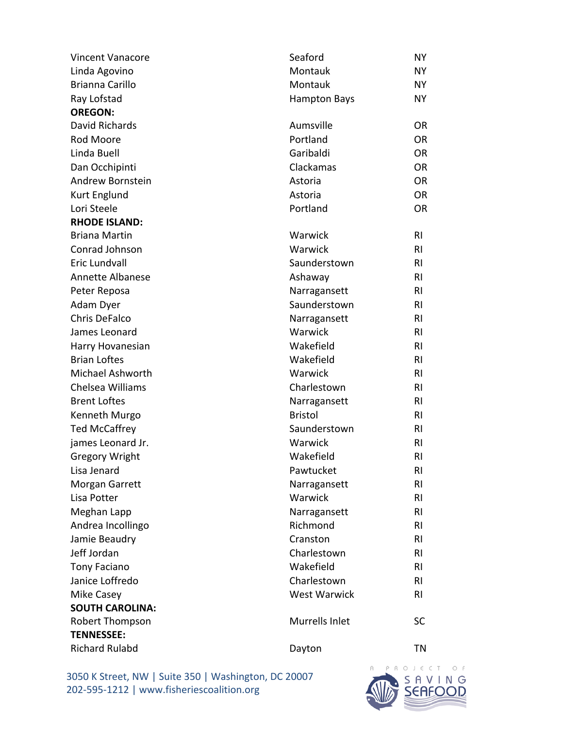| | | |
|---|---|---|
| Vincent Vanacore | Seaford | NY |
| Linda Agovino | Montauk | NY |
| Brianna Carillo | Montauk | NY |
| Ray Lofstad | Hampton Bays | NY |
| **OREGON:** | | |
| David Richards | Aumsville | OR |
| Rod Moore | Portland | OR |
| Linda Buell | Garibaldi | OR |
| Dan Occhipinti | Clackamas | OR |
| Andrew Bornstein | Astoria | OR |
| Kurt Englund | Astoria | OR |
| Lori Steele | Portland | OR |
| **RHODE ISLAND:** | | |
| Briana Martin | Warwick | RI |
| Conrad Johnson | Warwick | RI |
| Eric Lundvall | Saunderstown | RI |
| Annette Albanese | Ashaway | RI |
| Peter Reposa | Narragansett | RI |
| Adam Dyer | Saunderstown | RI |
| Chris DeFalco | Narragansett | RI |
| James Leonard | Warwick | RI |
| Harry Hovanesian | Wakefield | RI |
| Brian Loftes | Wakefield | RI |
| Michael Ashworth | Warwick | RI |
| Chelsea Williams | Charlestown | RI |
| Brent Loftes | Narragansett | RI |
| Kenneth Murgo | Bristol | RI |
| Ted McCaffrey | Saunderstown | RI |
| james Leonard Jr. | Warwick | RI |
| Gregory Wright | Wakefield | RI |
| Lisa Jenard | Pawtucket | RI |
| Morgan Garrett | Narragansett | RI |
| Lisa Potter | Warwick | RI |
| Meghan Lapp | Narragansett | RI |
| Andrea Incollingo | Richmond | RI |
| Jamie Beaudry | Cranston | RI |
| Jeff Jordan | Charlestown | RI |
| Tony Faciano | Wakefield | RI |
| Janice Loffredo | Charlestown | RI |
| Mike Casey | West Warwick | RI |
| **SOUTH CAROLINA:** | | |
| Robert Thompson | Murrells Inlet | SC |
| **TENNESSEE:** | | |
| Richard Rulabd | Dayton | TN |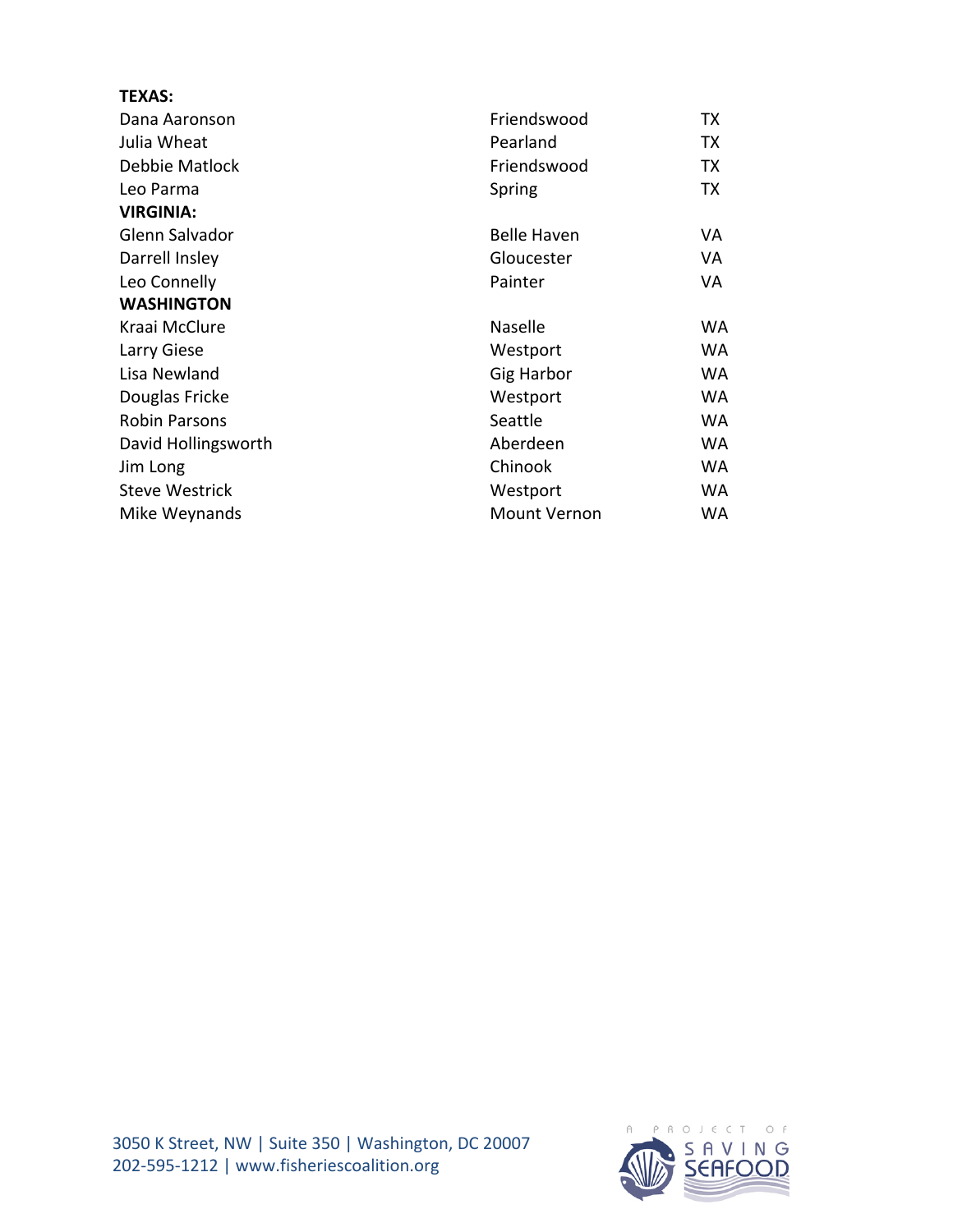| | | |
|---|---|---|
| **TEXAS:** | | |
| Dana Aaronson | Friendswood | TX |
| Julia Wheat | Pearland | TX |
| Debbie Matlock | Friendswood | TX |
| Leo Parma | Spring | TX |
| **VIRGINIA:** | | |
| Glenn Salvador | Belle Haven | VA |
| Darrell Insley | Gloucester | VA |
| Leo Connelly | Painter | VA |
| **WASHINGTON** | | |
| Kraai McClure | Naselle | WA |
| Larry Giese | Westport | WA |
| Lisa Newland | Gig Harbor | WA |
| Douglas Fricke | Westport | WA |
| Robin Parsons | Seattle | WA |
| David Hollingsworth | Aberdeen | WA |
| Jim Long | Chinook | WA |
| Steve Westrick | Westport | WA |
| Mike Weynands | Mount Vernon | WA |